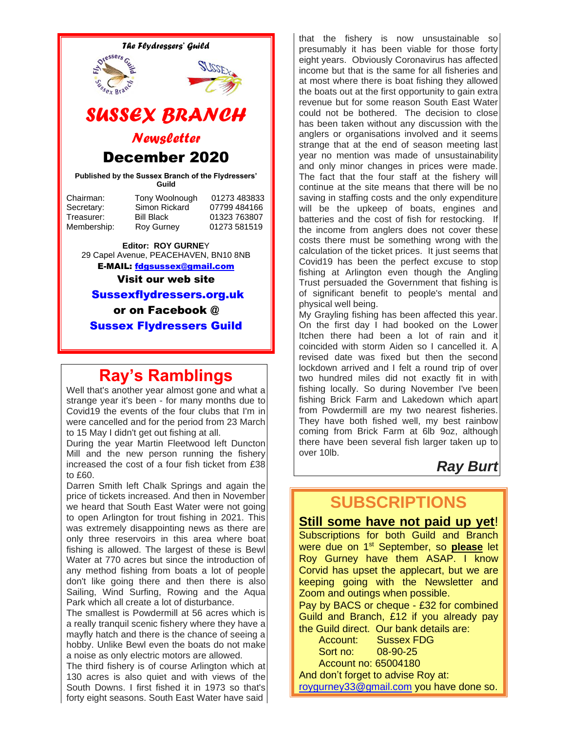*The Flydressers' Guild*

# SUSSEX BRANCH

## Newsletter

## December 2020

**Published by the Sussex Branch of the Flydressers' Guild**

| | | |
|---|---|---|
| Chairman: | Tony Woolnough | 01273 483833 |
| Secretary: | Simon Rickard | 07799 484166 |
| Treasurer: | Bill Black | 01323 763807 |
| Membership: | Roy Gurney | 01273 581519 |

**Editor: ROY GURNEY**
29 Capel Avenue, PEACEHAVEN, BN10 8NB
**E-MAIL: fdgsussex@gmail.com**

**Visit our web site**

**Sussexflydressers.org.uk**

**or on Facebook @**

**Sussex Flydressers Guild**

# Ray's Ramblings

Well that's another year almost gone and what a strange year it's been - for many months due to Covid19 the events of the four clubs that I'm in were cancelled and for the period from 23 March to 15 May I didn't get out fishing at all.

During the year Martin Fleetwood left Duncton Mill and the new person running the fishery increased the cost of a four fish ticket from £38 to £60.

Darren Smith left Chalk Springs and again the price of tickets increased. And then in November we heard that South East Water were not going to open Arlington for trout fishing in 2021. This was extremely disappointing news as there are only three reservoirs in this area where boat fishing is allowed. The largest of these is Bewl Water at 770 acres but since the introduction of any method fishing from boats a lot of people don't like going there and then there is also Sailing, Wind Surfing, Rowing and the Aqua Park which all create a lot of disturbance.

The smallest is Powdermill at 56 acres which is a really tranquil scenic fishery where they have a mayfly hatch and there is the chance of seeing a hobby. Unlike Bewl even the boats do not make a noise as only electric motors are allowed.

The third fishery is of course Arlington which at 130 acres is also quiet and with views of the South Downs. I first fished it in 1973 so that's forty eight seasons. South East Water have said that the fishery is now unsustainable so presumably it has been viable for those forty eight years. Obviously Coronavirus has affected income but that is the same for all fisheries and at most where there is boat fishing they allowed the boats out at the first opportunity to gain extra revenue but for some reason South East Water could not be bothered. The decision to close has been taken without any discussion with the anglers or organisations involved and it seems strange that at the end of season meeting last year no mention was made of unsustainability and only minor changes in prices were made. The fact that the four staff at the fishery will continue at the site means that there will be no saving in staffing costs and the only expenditure will be the upkeep of boats, engines and batteries and the cost of fish for restocking. If the income from anglers does not cover these costs there must be something wrong with the calculation of the ticket prices. It just seems that Covid19 has been the perfect excuse to stop fishing at Arlington even though the Angling Trust persuaded the Government that fishing is of significant benefit to people's mental and physical well being.

My Grayling fishing has been affected this year. On the first day I had booked on the Lower Itchen there had been a lot of rain and it coincided with storm Aiden so I cancelled it. A revised date was fixed but then the second lockdown arrived and I felt a round trip of over two hundred miles did not exactly fit in with fishing locally. So during November I've been fishing Brick Farm and Lakedown which apart from Powdermill are my two nearest fisheries. They have both fished well, my best rainbow coming from Brick Farm at 6lb 9oz, although there have been several fish larger taken up to over 10lb.

***Ray Burt***

# SUBSCRIPTIONS

**Still some have not paid up yet!**

Subscriptions for both Guild and Branch were due on 1st September, so **please** let Roy Gurney have them ASAP. I know Corvid has upset the applecart, but we are keeping going with the Newsletter and Zoom and outings when possible.

Pay by BACS or cheque - £32 for combined Guild and Branch, £12 if you already pay the Guild direct. Our bank details are:

Account: Sussex FDG
Sort no: 08-90-25
Account no: 65004180

And don't forget to advise Roy at: roygurney33@gmail.com you have done so.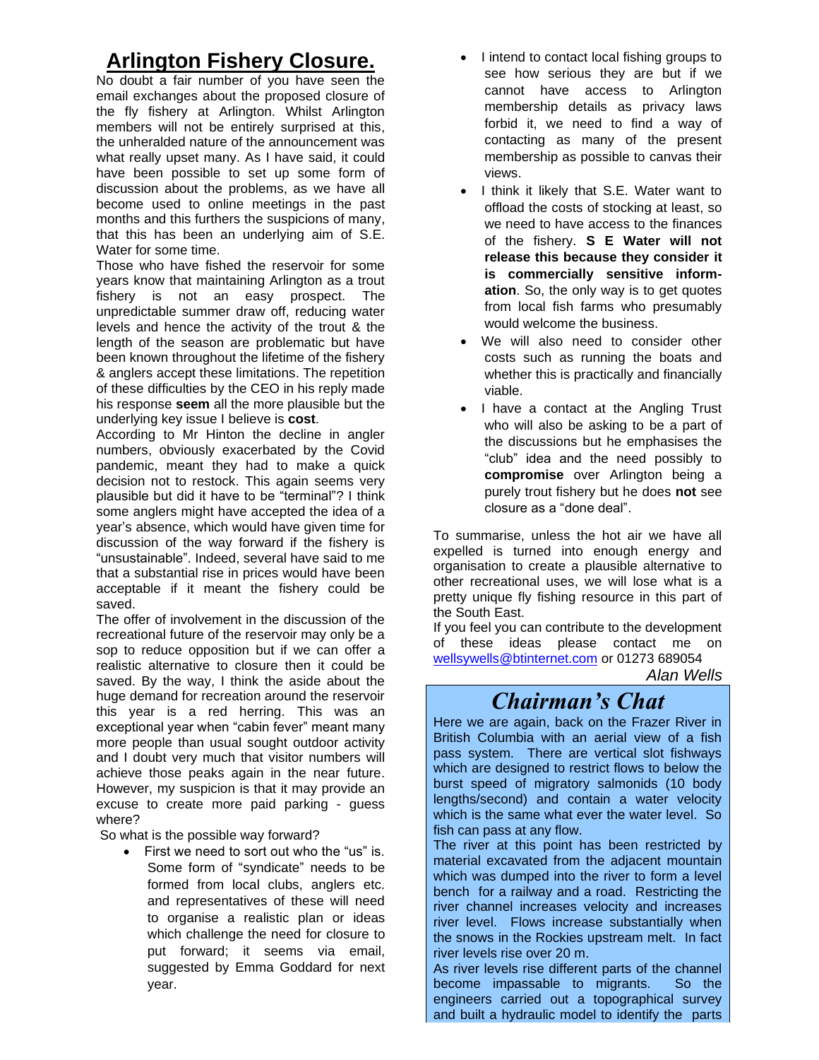# Arlington Fishery Closure.

No doubt a fair number of you have seen the email exchanges about the proposed closure of the fly fishery at Arlington. Whilst Arlington members will not be entirely surprised at this, the unheralded nature of the announcement was what really upset many. As I have said, it could have been possible to set up some form of discussion about the problems, as we have all become used to online meetings in the past months and this furthers the suspicions of many, that this has been an underlying aim of S.E. Water for some time.

Those who have fished the reservoir for some years know that maintaining Arlington as a trout fishery is not an easy prospect. The unpredictable summer draw off, reducing water levels and hence the activity of the trout & the length of the season are problematic but have been known throughout the lifetime of the fishery & anglers accept these limitations. The repetition of these difficulties by the CEO in his reply made his response **seem** all the more plausible but the underlying key issue I believe is **cost**.

According to Mr Hinton the decline in angler numbers, obviously exacerbated by the Covid pandemic, meant they had to make a quick decision not to restock. This again seems very plausible but did it have to be "terminal"? I think some anglers might have accepted the idea of a year's absence, which would have given time for discussion of the way forward if the fishery is "unsustainable". Indeed, several have said to me that a substantial rise in prices would have been acceptable if it meant the fishery could be saved.

The offer of involvement in the discussion of the recreational future of the reservoir may only be a sop to reduce opposition but if we can offer a realistic alternative to closure then it could be saved. By the way, I think the aside about the huge demand for recreation around the reservoir this year is a red herring. This was an exceptional year when "cabin fever" meant many more people than usual sought outdoor activity and I doubt very much that visitor numbers will achieve those peaks again in the near future. However, my suspicion is that it may provide an excuse to create more paid parking - guess where?

So what is the possible way forward?

- First we need to sort out who the "us" is. Some form of "syndicate" needs to be formed from local clubs, anglers etc. and representatives of these will need to organise a realistic plan or ideas which challenge the need for closure to put forward; it seems via email, suggested by Emma Goddard for next year.
- I intend to contact local fishing groups to see how serious they are but if we cannot have access to Arlington membership details as privacy laws forbid it, we need to find a way of contacting as many of the present membership as possible to canvas their views.
- I think it likely that S.E. Water want to offload the costs of stocking at least, so we need to have access to the finances of the fishery. **S E Water will not release this because they consider it is commercially sensitive information**. So, the only way is to get quotes from local fish farms who presumably would welcome the business.
- We will also need to consider other costs such as running the boats and whether this is practically and financially viable.
- I have a contact at the Angling Trust who will also be asking to be a part of the discussions but he emphasises the "club" idea and the need possibly to **compromise** over Arlington being a purely trout fishery but he does **not** see closure as a "done deal".

To summarise, unless the hot air we have all expelled is turned into enough energy and organisation to create a plausible alternative to other recreational uses, we will lose what is a pretty unique fly fishing resource in this part of the South East.

If you feel you can contribute to the development of these ideas please contact me on wellsywells@btinternet.com or 01273 689054

*Alan Wells*

## *Chairman's Chat*

Here we are again, back on the Frazer River in British Columbia with an aerial view of a fish pass system. There are vertical slot fishways which are designed to restrict flows to below the burst speed of migratory salmonids (10 body lengths/second) and contain a water velocity which is the same what ever the water level. So fish can pass at any flow.

The river at this point has been restricted by material excavated from the adjacent mountain which was dumped into the river to form a level bench for a railway and a road. Restricting the river channel increases velocity and increases river level. Flows increase substantially when the snows in the Rockies upstream melt. In fact river levels rise over 20 m.

As river levels rise different parts of the channel become impassable to migrants. So the engineers carried out a topographical survey and built a hydraulic model to identify the parts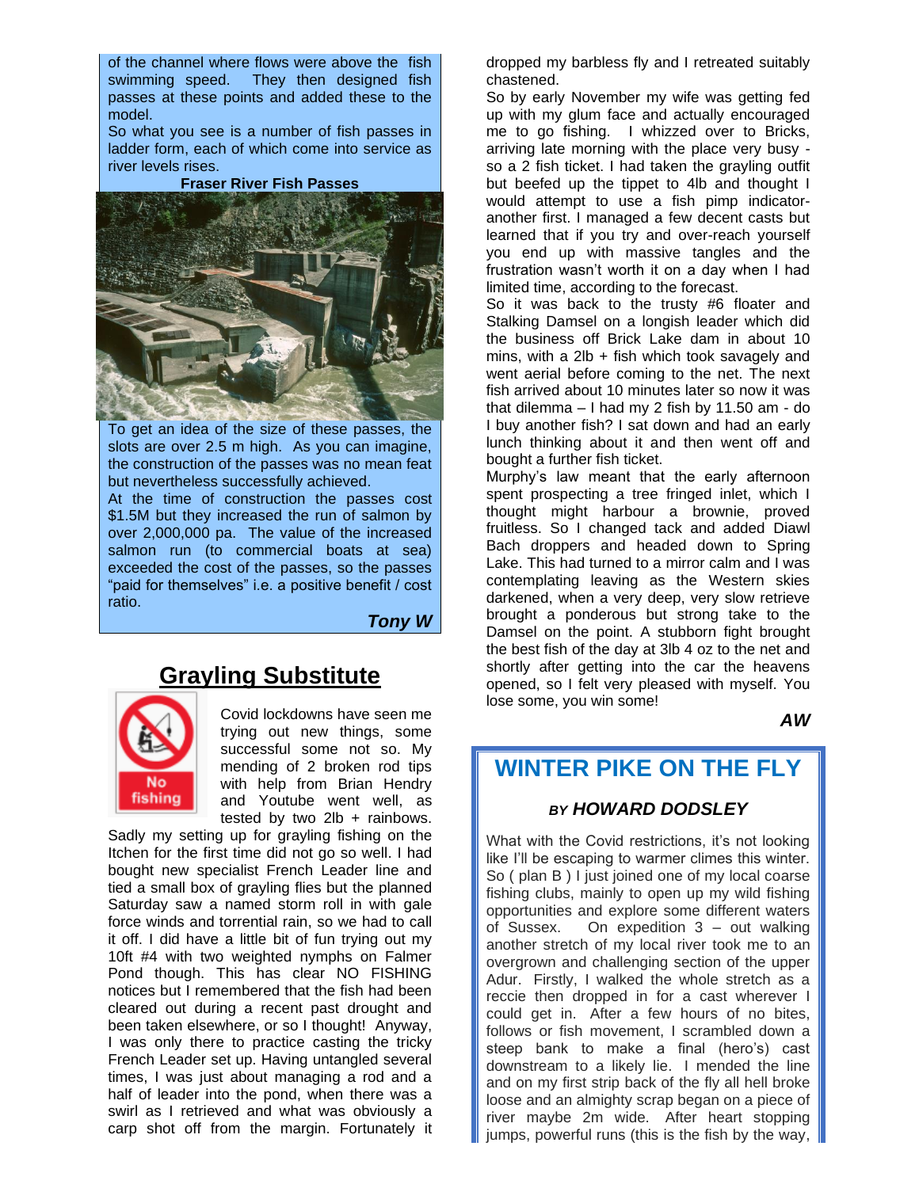of the channel where flows were above the fish swimming speed. They then designed fish passes at these points and added these to the model.

So what you see is a number of fish passes in ladder form, each of which come into service as river levels rises.

**Fraser River Fish Passes**

To get an idea of the size of these passes, the slots are over 2.5 m high. As you can imagine, the construction of the passes was no mean feat but nevertheless successfully achieved.

At the time of construction the passes cost $1.5M but they increased the run of salmon by over 2,000,000 pa. The value of the increased salmon run (to commercial boats at sea) exceeded the cost of the passes, so the passes "paid for themselves" i.e. a positive benefit / cost ratio.

***Tony W***

## Grayling Substitute

Covid lockdowns have seen me trying out new things, some successful some not so. My mending of 2 broken rod tips with help from Brian Hendry and Youtube went well, as tested by two 2lb + rainbows.

Sadly my setting up for grayling fishing on the Itchen for the first time did not go so well. I had bought new specialist French Leader line and tied a small box of grayling flies but the planned Saturday saw a named storm roll in with gale force winds and torrential rain, so we had to call it off. I did have a little bit of fun trying out my 10ft #4 with two weighted nymphs on Falmer Pond though. This has clear NO FISHING notices but I remembered that the fish had been cleared out during a recent past drought and been taken elsewhere, or so I thought! Anyway, I was only there to practice casting the tricky French Leader set up. Having untangled several times, I was just about managing a rod and a half of leader into the pond, when there was a swirl as I retrieved and what was obviously a carp shot off from the margin. Fortunately it dropped my barbless fly and I retreated suitably chastened.

So by early November my wife was getting fed up with my glum face and actually encouraged me to go fishing. I whizzed over to Bricks, arriving late morning with the place very busy - so a 2 fish ticket. I had taken the grayling outfit but beefed up the tippet to 4lb and thought I would attempt to use a fish pimp indicator- another first. I managed a few decent casts but learned that if you try and over-reach yourself you end up with massive tangles and the frustration wasn't worth it on a day when I had limited time, according to the forecast.

So it was back to the trusty #6 floater and Stalking Damsel on a longish leader which did the business off Brick Lake dam in about 10 mins, with a 2lb + fish which took savagely and went aerial before coming to the net. The next fish arrived about 10 minutes later so now it was that dilemma – I had my 2 fish by 11.50 am - do I buy another fish? I sat down and had an early lunch thinking about it and then went off and bought a further fish ticket.

Murphy's law meant that the early afternoon spent prospecting a tree fringed inlet, which I thought might harbour a brownie, proved fruitless. So I changed tack and added Diawl Bach droppers and headed down to Spring Lake. This had turned to a mirror calm and I was contemplating leaving as the Western skies darkened, when a very deep, very slow retrieve brought a ponderous but strong take to the Damsel on the point. A stubborn fight brought the best fish of the day at 3lb 4 oz to the net and shortly after getting into the car the heavens opened, so I felt very pleased with myself. You lose some, you win some!

***AW***

## WINTER PIKE ON THE FLY

### *BY HOWARD DODSLEY*

What with the Covid restrictions, it's not looking like I'll be escaping to warmer climes this winter. So ( plan B ) I just joined one of my local coarse fishing clubs, mainly to open up my wild fishing opportunities and explore some different waters of Sussex. On expedition 3 – out walking another stretch of my local river took me to an overgrown and challenging section of the upper Adur. Firstly, I walked the whole stretch as a reccie then dropped in for a cast wherever I could get in. After a few hours of no bites, follows or fish movement, I scrambled down a steep bank to make a final (hero's) cast downstream to a likely lie. I mended the line and on my first strip back of the fly all hell broke loose and an almighty scrap began on a piece of river maybe 2m wide. After heart stopping jumps, powerful runs (this is the fish by the way,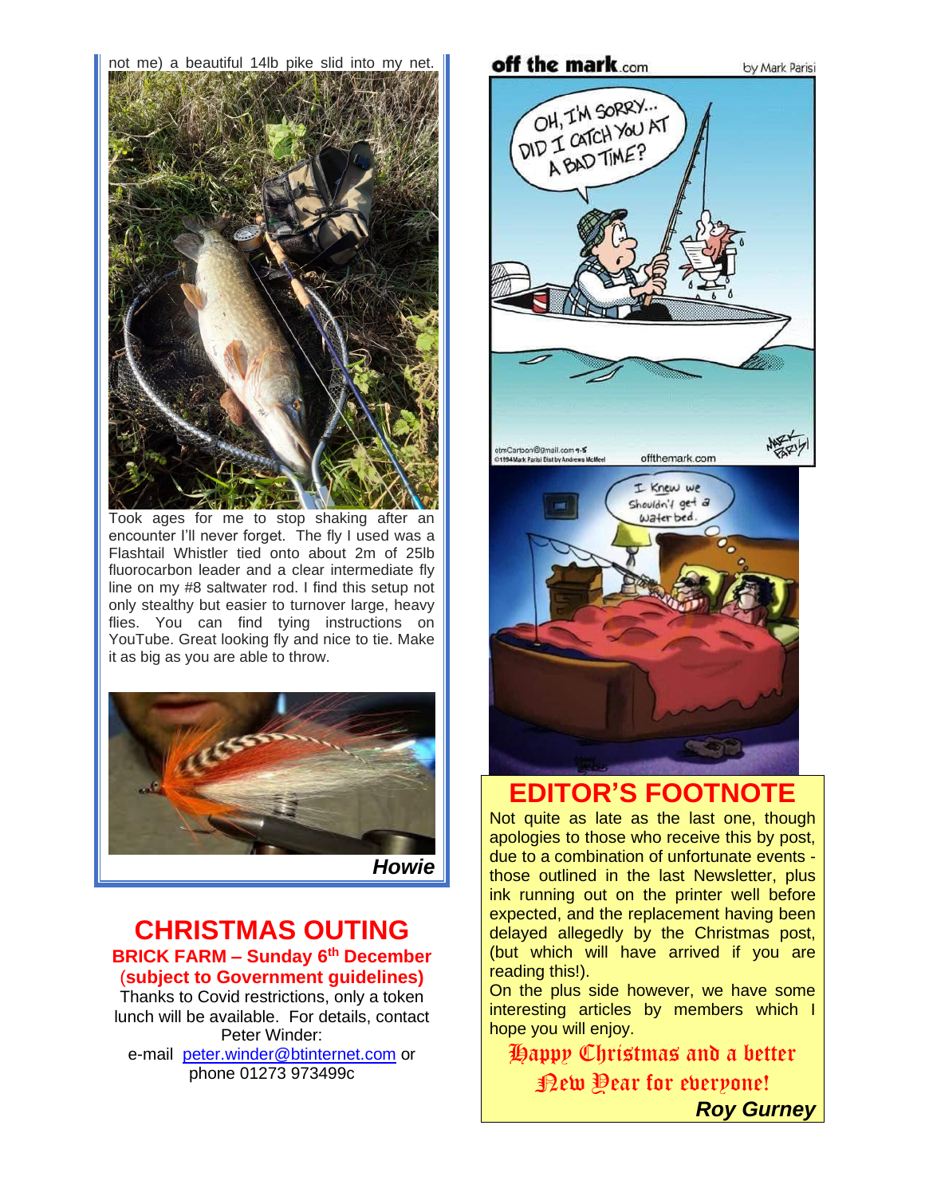not me) a beautiful 14lb pike slid into my net.

Took ages for me to stop shaking after an encounter I'll never forget. The fly I used was a Flashtail Whistler tied onto about 2m of 25lb fluorocarbon leader and a clear intermediate fly line on my #8 saltwater rod. I find this setup not only stealthy but easier to turnover large, heavy flies. You can find tying instructions on YouTube. Great looking fly and nice to tie. Make it as big as you are able to throw.

***Howie***

# CHRISTMAS OUTING

**BRICK FARM – Sunday 6th December**
**(subject to Government guidelines)**

Thanks to Covid restrictions, only a token lunch will be available. For details, contact Peter Winder:
e-mail [peter.winder@btinternet.com](mailto:peter.winder@btinternet.com) or phone 01273 973499c

# EDITOR'S FOOTNOTE

Not quite as late as the last one, though apologies to those who receive this by post, due to a combination of unfortunate events - those outlined in the last Newsletter, plus ink running out on the printer well before expected, and the replacement having been delayed allegedly by the Christmas post, (but which will have arrived if you are reading this!).

On the plus side however, we have some interesting articles by members which I hope you will enjoy.

Happy Christmas and a better New Year for everyone!

***Roy Gurney***